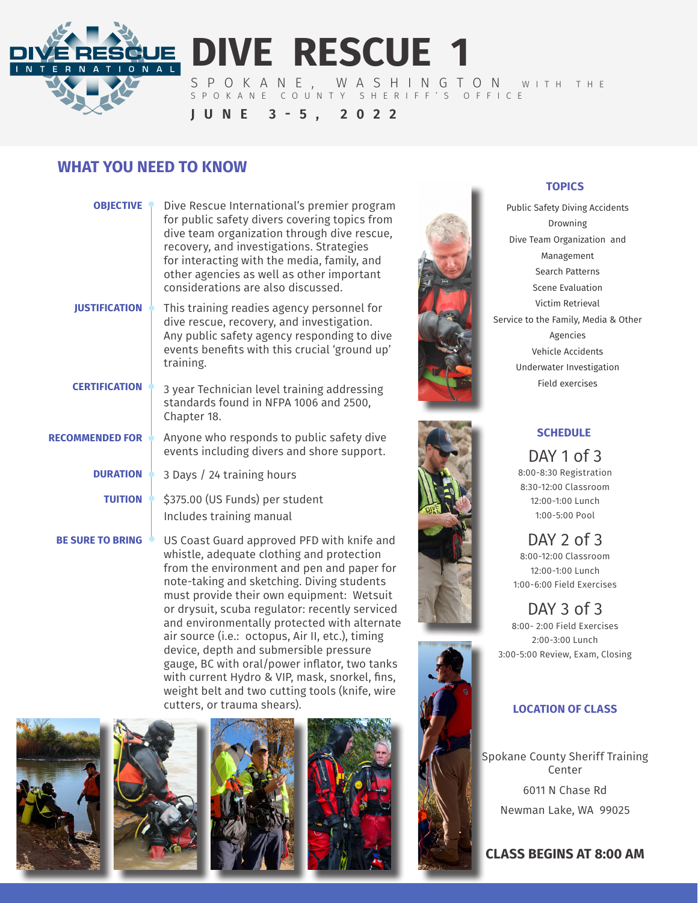# DIVE RESCUE 1

SPOKANE, WASHINGTON WITH THE SPOKANE COUNTY SHERIFF'S OFFICE

**JUNE 3-5, 2022**

## WHAT YOU NEED TO KNOW

**OBJECTIVE**
Dive Rescue International's premier program for public safety divers covering topics from dive team organization through dive rescue, recovery, and investigations. Strategies for interacting with the media, family, and other agencies as well as other important considerations are also discussed.

**JUSTIFICATION**
This training readies agency personnel for dive rescue, recovery, and investigation. Any public safety agency responding to dive events benefits with this crucial 'ground up' training.

**CERTIFICATION**
3 year Technician level training addressing standards found in NFPA 1006 and 2500, Chapter 18.

**RECOMMENDED FOR**
Anyone who responds to public safety dive events including divers and shore support.

**DURATION**
3 Days / 24 training hours

**TUITION**
$375.00 (US Funds) per student
Includes training manual

**BE SURE TO BRING**
US Coast Guard approved PFD with knife and whistle, adequate clothing and protection from the environment and pen and paper for note-taking and sketching. Diving students must provide their own equipment: Wetsuit or drysuit, scuba regulator: recently serviced and environmentally protected with alternate air source (i.e.: octopus, Air II, etc.), timing device, depth and submersible pressure gauge, BC with oral/power inflator, two tanks with current Hydro & VIP, mask, snorkel, fins, weight belt and two cutting tools (knife, wire cutters, or trauma shears).

## TOPICS

- Public Safety Diving Accidents
- Drowning
- Dive Team Organization and Management
- Search Patterns
- Scene Evaluation
- Victim Retrieval
- Service to the Family, Media & Other Agencies
- Vehicle Accidents
- Underwater Investigation
- Field exercises

## SCHEDULE

### DAY 1 of 3
- 8:00-8:30 Registration
- 8:30-12:00 Classroom
- 12:00-1:00 Lunch
- 1:00-5:00 Pool

### DAY 2 of 3
- 8:00-12:00 Classroom
- 12:00-1:00 Lunch
- 1:00-6:00 Field Exercises

### DAY 3 of 3
- 8:00- 2:00 Field Exercises
- 2:00-3:00 Lunch
- 3:00-5:00 Review, Exam, Closing

## LOCATION OF CLASS

Spokane County Sheriff Training Center

6011 N Chase Rd

Newman Lake, WA 99025

**CLASS BEGINS AT 8:00 AM**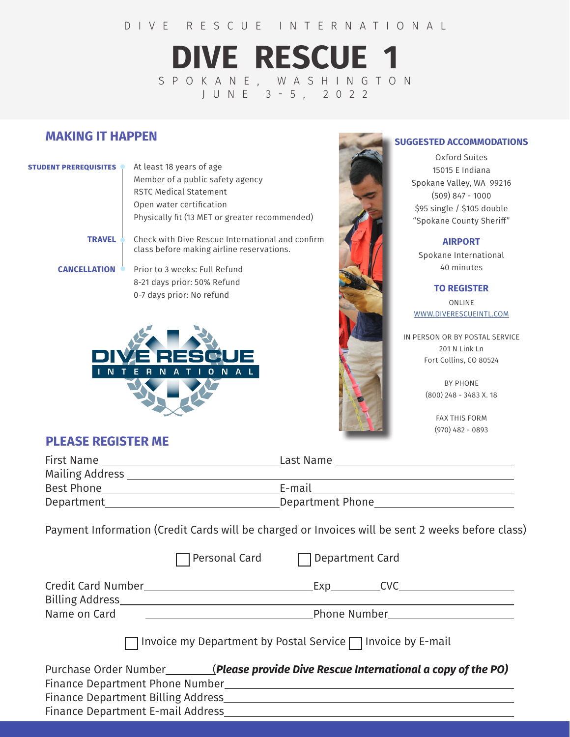DIVE RESCUE INTERNATIONAL

# DIVE RESCUE 1

SPOKANE, WASHINGTON
JUNE 3-5, 2022

## MAKING IT HAPPEN

**STUDENT PREREQUISITES**
- At least 18 years of age
- Member of a public safety agency
- RSTC Medical Statement
- Open water certification
- Physically fit (13 MET or greater recommended)

**TRAVEL**
Check with Dive Rescue International and confirm class before making airline reservations.

**CANCELLATION**
- Prior to 3 weeks: Full Refund
- 8-21 days prior: 50% Refund
- 0-7 days prior: No refund

DIVE RESCUE INTERNATIONAL

### SUGGESTED ACCOMMODATIONS

Oxford Suites
15015 E Indiana
Spokane Valley, WA 99216
(509) 847 - 1000
$95 single / $105 double
"Spokane County Sheriff"

### AIRPORT

Spokane International
40 minutes

### TO REGISTER

ONLINE
WWW.DIVERESCUEINTL.COM

IN PERSON OR BY POSTAL SERVICE
201 N Link Ln
Fort Collins, CO 80524

BY PHONE
(800) 248 - 3483 X. 18

FAX THIS FORM
(970) 482 - 0893

## PLEASE REGISTER ME

First Name ______________________ Last Name ______________________
Mailing Address ______________________________________________
Best Phone ______________________ E-mail ______________________
Department ______________________ Department Phone ______________________

Payment Information (Credit Cards will be charged or Invoices will be sent 2 weeks before class)

☐ Personal Card ☐ Department Card

Credit Card Number ______________________ Exp ________ CVC ____________
Billing Address ______________________________________________
Name on Card ______________________ Phone Number ______________________

☐ Invoice my Department by Postal Service ☐ Invoice by E-mail

Purchase Order Number ________ (***Please provide Dive Rescue International a copy of the PO***)
Finance Department Phone Number ______________________________________________
Finance Department Billing Address ______________________________________________
Finance Department E-mail Address ______________________________________________